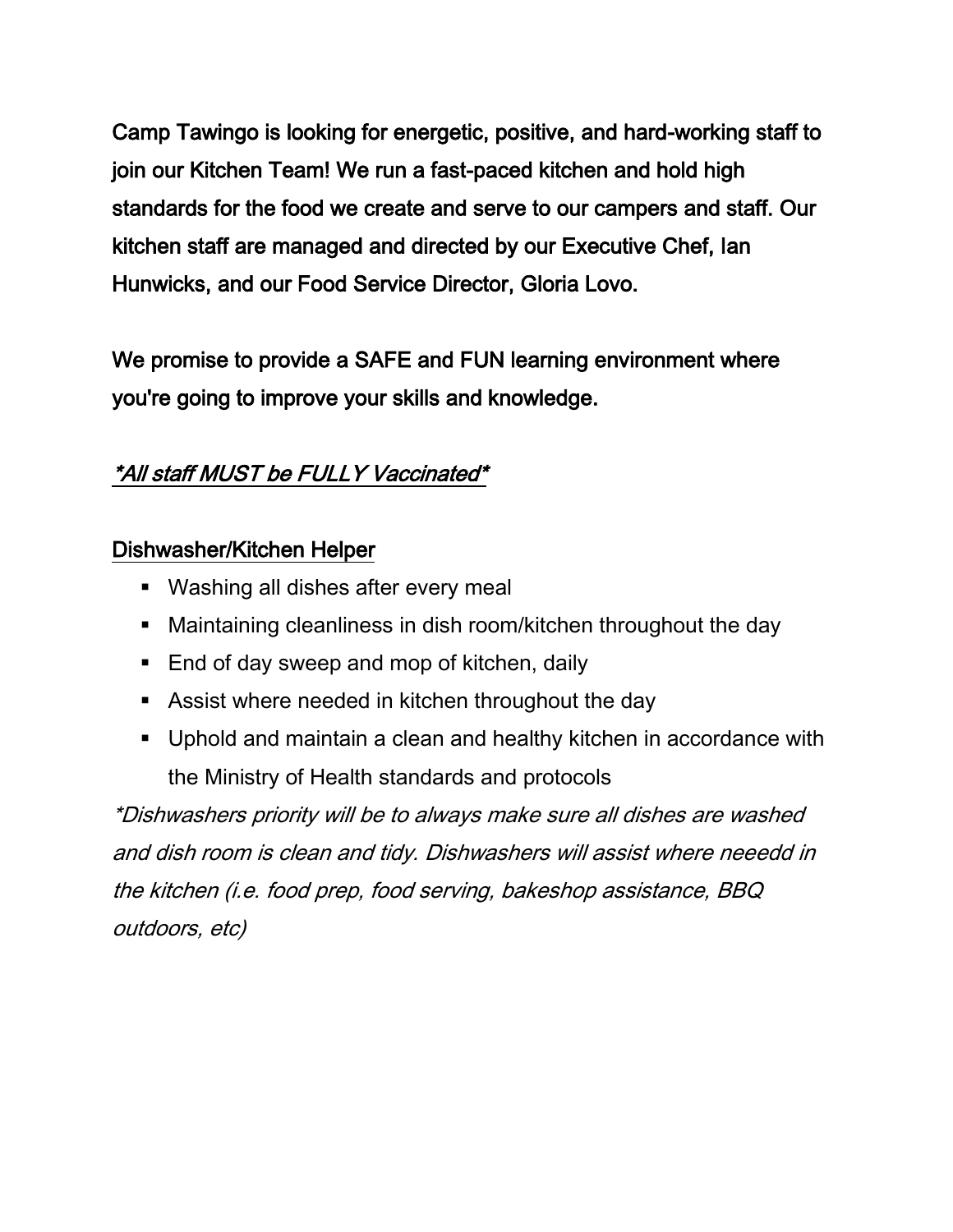Camp Tawingo is looking for energetic, positive, and hard-working staff to join our Kitchen Team! We run a fast-paced kitchen and hold high standards for the food we create and serve to our campers and staff. Our kitchen staff are managed and directed by our Executive Chef, Ian Hunwicks, and our Food Service Director, Gloria Lovo.

We promise to provide a SAFE and FUN learning environment where you're going to improve your skills and knowledge.

*\*All staff MUST be FULLY Vaccinated\**

## Dishwasher/Kitchen Helper

- Washing all dishes after every meal
- Maintaining cleanliness in dish room/kitchen throughout the day
- End of day sweep and mop of kitchen, daily
- Assist where needed in kitchen throughout the day
- Uphold and maintain a clean and healthy kitchen in accordance with the Ministry of Health standards and protocols

*\*Dishwashers priority will be to always make sure all dishes are washed and dish room is clean and tidy. Dishwashers will assist where neeedd in the kitchen (i.e. food prep, food serving, bakeshop assistance, BBQ outdoors, etc)*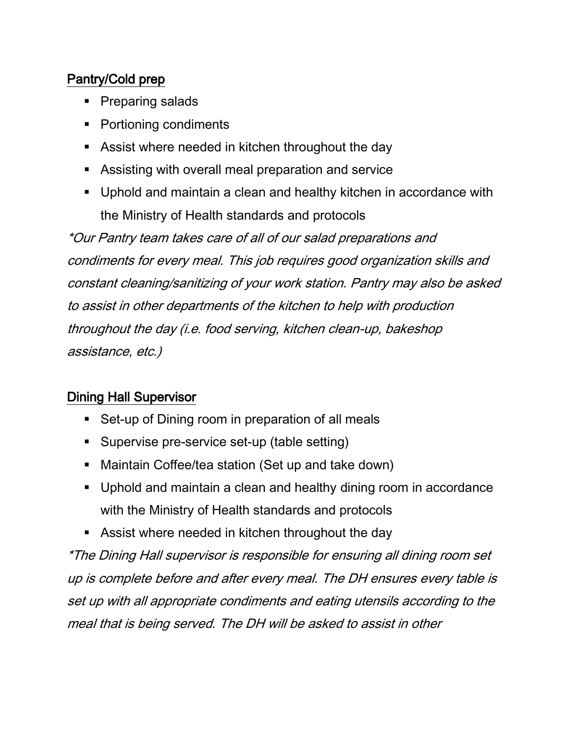## Pantry/Cold prep

- Preparing salads
- Portioning condiments
- Assist where needed in kitchen throughout the day
- Assisting with overall meal preparation and service
- Uphold and maintain a clean and healthy kitchen in accordance with the Ministry of Health standards and protocols

*\*Our Pantry team takes care of all of our salad preparations and condiments for every meal. This job requires good organization skills and constant cleaning/sanitizing of your work station. Pantry may also be asked to assist in other departments of the kitchen to help with production throughout the day (i.e. food serving, kitchen clean-up, bakeshop assistance, etc.)*

## Dining Hall Supervisor

- Set-up of Dining room in preparation of all meals
- Supervise pre-service set-up (table setting)
- Maintain Coffee/tea station (Set up and take down)
- Uphold and maintain a clean and healthy dining room in accordance with the Ministry of Health standards and protocols
- Assist where needed in kitchen throughout the day

*\*The Dining Hall supervisor is responsible for ensuring all dining room set up is complete before and after every meal. The DH ensures every table is set up with all appropriate condiments and eating utensils according to the meal that is being served. The DH will be asked to assist in other*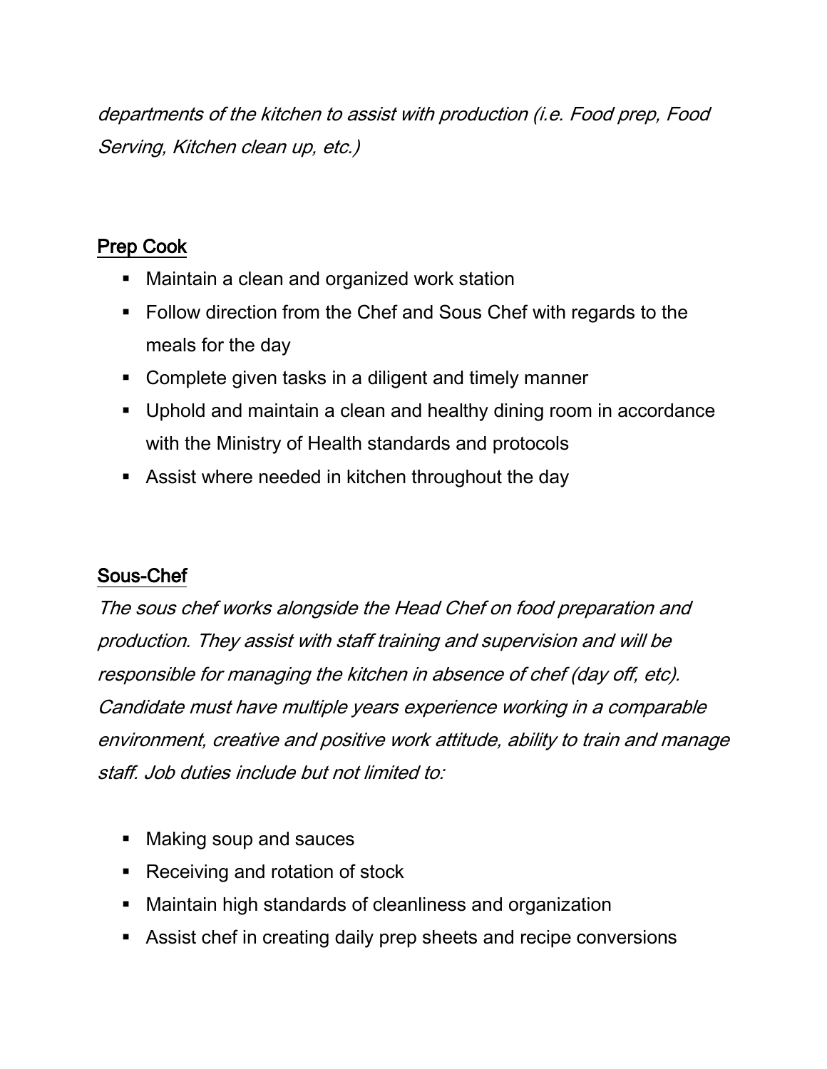*departments of the kitchen to assist with production (i.e. Food prep, Food Serving, Kitchen clean up, etc.)*

## Prep Cook

- Maintain a clean and organized work station
- Follow direction from the Chef and Sous Chef with regards to the meals for the day
- Complete given tasks in a diligent and timely manner
- Uphold and maintain a clean and healthy dining room in accordance with the Ministry of Health standards and protocols
- Assist where needed in kitchen throughout the day

## Sous-Chef

*The sous chef works alongside the Head Chef on food preparation and production. They assist with staff training and supervision and will be responsible for managing the kitchen in absence of chef (day off, etc). Candidate must have multiple years experience working in a comparable environment, creative and positive work attitude, ability to train and manage staff. Job duties include but not limited to:*

- Making soup and sauces
- Receiving and rotation of stock
- Maintain high standards of cleanliness and organization
- Assist chef in creating daily prep sheets and recipe conversions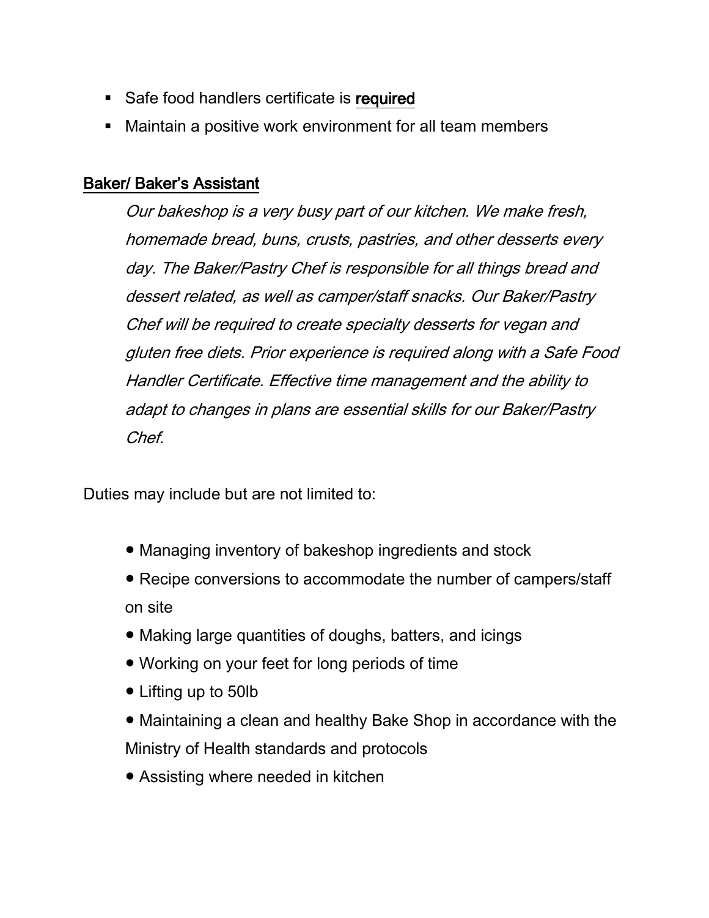- Safe food handlers certificate is **required**
- Maintain a positive work environment for all team members

## Baker/ Baker's Assistant

*Our bakeshop is a very busy part of our kitchen. We make fresh, homemade bread, buns, crusts, pastries, and other desserts every day. The Baker/Pastry Chef is responsible for all things bread and dessert related, as well as camper/staff snacks. Our Baker/Pastry Chef will be required to create specialty desserts for vegan and gluten free diets. Prior experience is required along with a Safe Food Handler Certificate. Effective time management and the ability to adapt to changes in plans are essential skills for our Baker/Pastry Chef.*

Duties may include but are not limited to:

- Managing inventory of bakeshop ingredients and stock
- Recipe conversions to accommodate the number of campers/staff on site
- Making large quantities of doughs, batters, and icings
- Working on your feet for long periods of time
- Lifting up to 50lb
- Maintaining a clean and healthy Bake Shop in accordance with the Ministry of Health standards and protocols
- Assisting where needed in kitchen